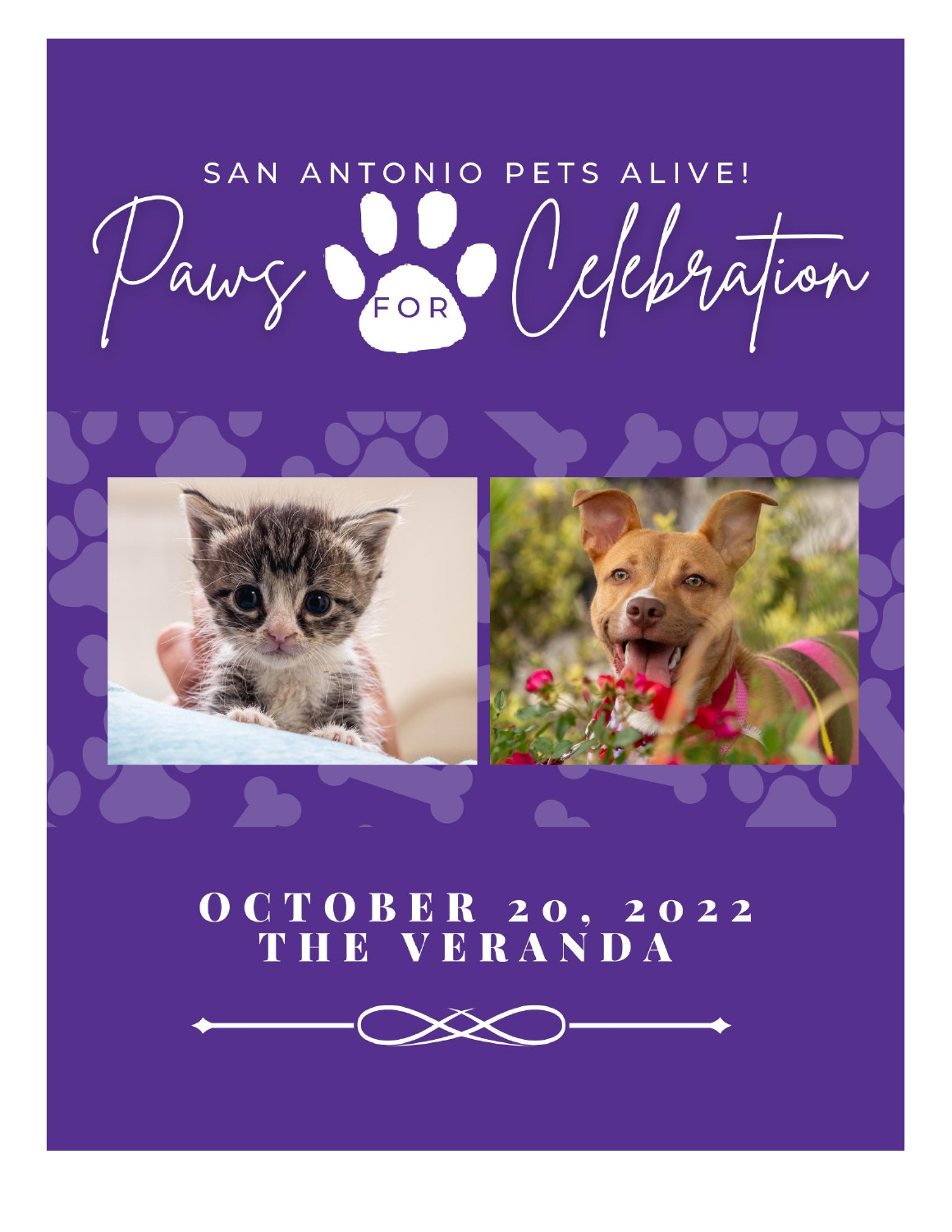SAN ANTONIO PETS ALIVE!

# Paws FOR Celebration

## OCTOBER 20, 2022
## THE VERANDA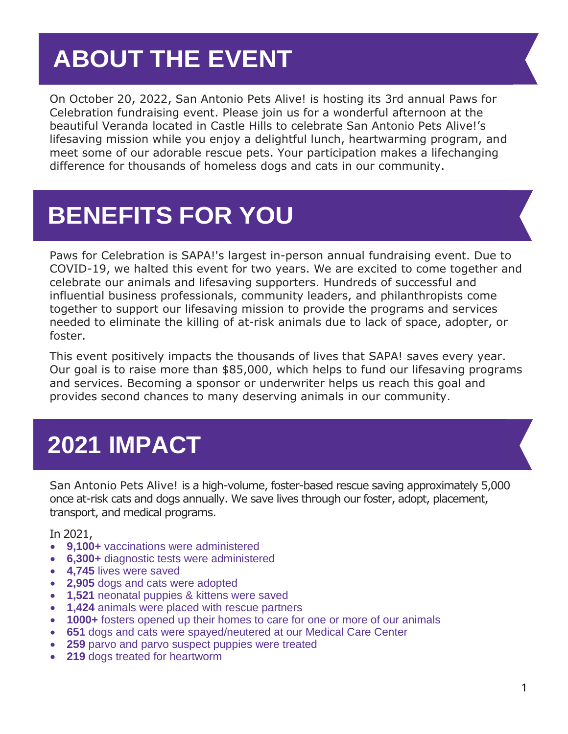# ABOUT THE EVENT

On October 20, 2022, San Antonio Pets Alive! is hosting its 3rd annual Paws for Celebration fundraising event. Please join us for a wonderful afternoon at the beautiful Veranda located in Castle Hills to celebrate San Antonio Pets Alive!'s lifesaving mission while you enjoy a delightful lunch, heartwarming program, and meet some of our adorable rescue pets. Your participation makes a lifechanging difference for thousands of homeless dogs and cats in our community.

# BENEFITS FOR YOU

Paws for Celebration is SAPA!'s largest in-person annual fundraising event. Due to COVID-19, we halted this event for two years. We are excited to come together and celebrate our animals and lifesaving supporters. Hundreds of successful and influential business professionals, community leaders, and philanthropists come together to support our lifesaving mission to provide the programs and services needed to eliminate the killing of at-risk animals due to lack of space, adopter, or foster.

This event positively impacts the thousands of lives that SAPA! saves every year. Our goal is to raise more than $85,000, which helps to fund our lifesaving programs and services. Becoming a sponsor or underwriter helps us reach this goal and provides second chances to many deserving animals in our community.

# 2021 IMPACT

San Antonio Pets Alive! is a high-volume, foster-based rescue saving approximately 5,000 once at-risk cats and dogs annually. We save lives through our foster, adopt, placement, transport, and medical programs.

In 2021,

- **9,100+** vaccinations were administered
- **6,300+** diagnostic tests were administered
- **4,745** lives were saved
- **2,905** dogs and cats were adopted
- **1,521** neonatal puppies & kittens were saved
- **1,424** animals were placed with rescue partners
- **1000+** fosters opened up their homes to care for one or more of our animals
- **651** dogs and cats were spayed/neutered at our Medical Care Center
- **259** parvo and parvo suspect puppies were treated
- **219** dogs treated for heartworm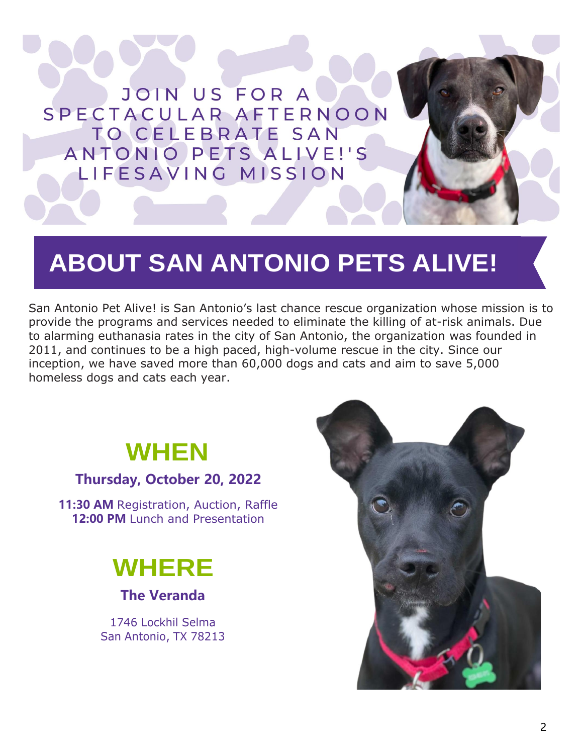JOIN US FOR A SPECTACULAR AFTERNOON TO CELEBRATE SAN ANTONIO PETS ALIVE!'S LIFESAVING MISSION

# ABOUT SAN ANTONIO PETS ALIVE!

San Antonio Pet Alive! is San Antonio's last chance rescue organization whose mission is to provide the programs and services needed to eliminate the killing of at-risk animals. Due to alarming euthanasia rates in the city of San Antonio, the organization was founded in 2011, and continues to be a high paced, high-volume rescue in the city. Since our inception, we have saved more than 60,000 dogs and cats and aim to save 5,000 homeless dogs and cats each year.

## WHEN

**Thursday, October 20, 2022**

**11:30 AM** Registration, Auction, Raffle
**12:00 PM** Lunch and Presentation

## WHERE

**The Veranda**

1746 Lockhil Selma
San Antonio, TX 78213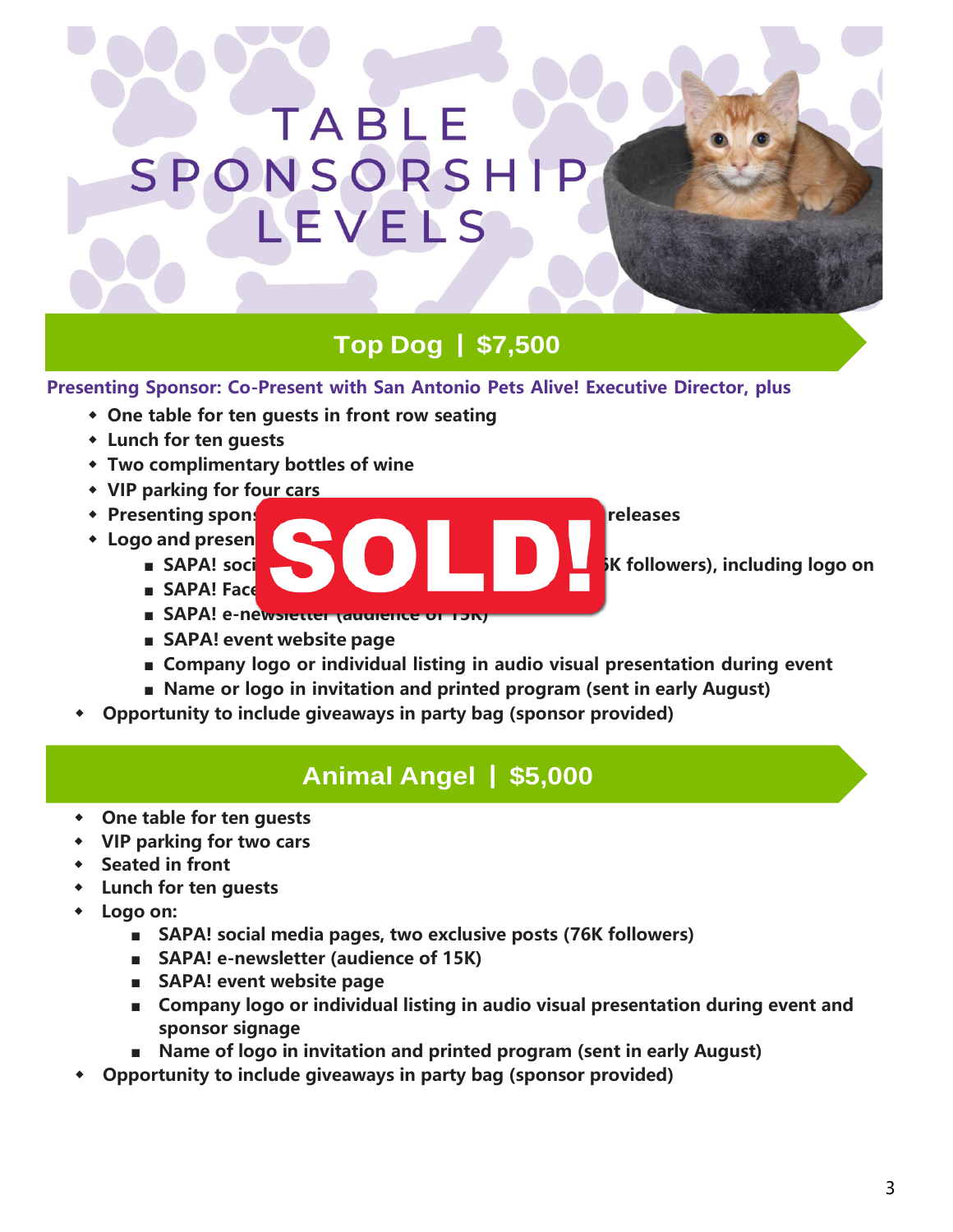# TABLE SPONSORSHIP LEVELS

## Top Dog | $7,500

**SOLD!**

**Presenting Sponsor: Co-Present with San Antonio Pets Alive! Executive Director, plus**

- **One table for ten guests in front row seating**
- **Lunch for ten guests**
- **Two complimentary bottles of wine**
- **VIP parking for four cars**
- **Presenting spons... releases**
- **Logo and presen...**
  - **SAPA! soci... K followers), including logo on**
  - **SAPA! Face...**
  - **SAPA! e-newsletter (audience of 15K)**
  - **SAPA! event website page**
  - **Company logo or individual listing in audio visual presentation during event**
  - **Name or logo in invitation and printed program (sent in early August)**
- **Opportunity to include giveaways in party bag (sponsor provided)**

## Animal Angel | $5,000

- **One table for ten guests**
- **VIP parking for two cars**
- **Seated in front**
- **Lunch for ten guests**
- **Logo on:**
  - **SAPA! social media pages, two exclusive posts (76K followers)**
  - **SAPA! e-newsletter (audience of 15K)**
  - **SAPA! event website page**
  - **Company logo or individual listing in audio visual presentation during event and sponsor signage**
  - **Name of logo in invitation and printed program (sent in early August)**
- **Opportunity to include giveaways in party bag (sponsor provided)**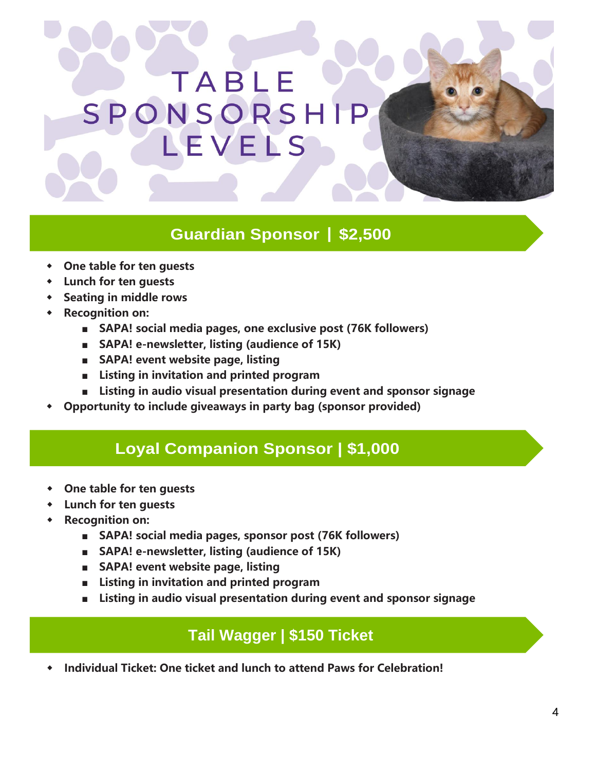# TABLE SPONSORSHIP LEVELS

## Guardian Sponsor | $2,500

- **One table for ten guests**
- **Lunch for ten guests**
- **Seating in middle rows**
- **Recognition on:**
  - **SAPA! social media pages, one exclusive post (76K followers)**
  - **SAPA! e-newsletter, listing (audience of 15K)**
  - **SAPA! event website page, listing**
  - **Listing in invitation and printed program**
  - **Listing in audio visual presentation during event and sponsor signage**
- **Opportunity to include giveaways in party bag (sponsor provided)**

## Loyal Companion Sponsor | $1,000

- **One table for ten guests**
- **Lunch for ten guests**
- **Recognition on:**
  - **SAPA! social media pages, sponsor post (76K followers)**
  - **SAPA! e-newsletter, listing (audience of 15K)**
  - **SAPA! event website page, listing**
  - **Listing in invitation and printed program**
  - **Listing in audio visual presentation during event and sponsor signage**

## Tail Wagger | $150 Ticket

- **Individual Ticket: One ticket and lunch to attend Paws for Celebration!**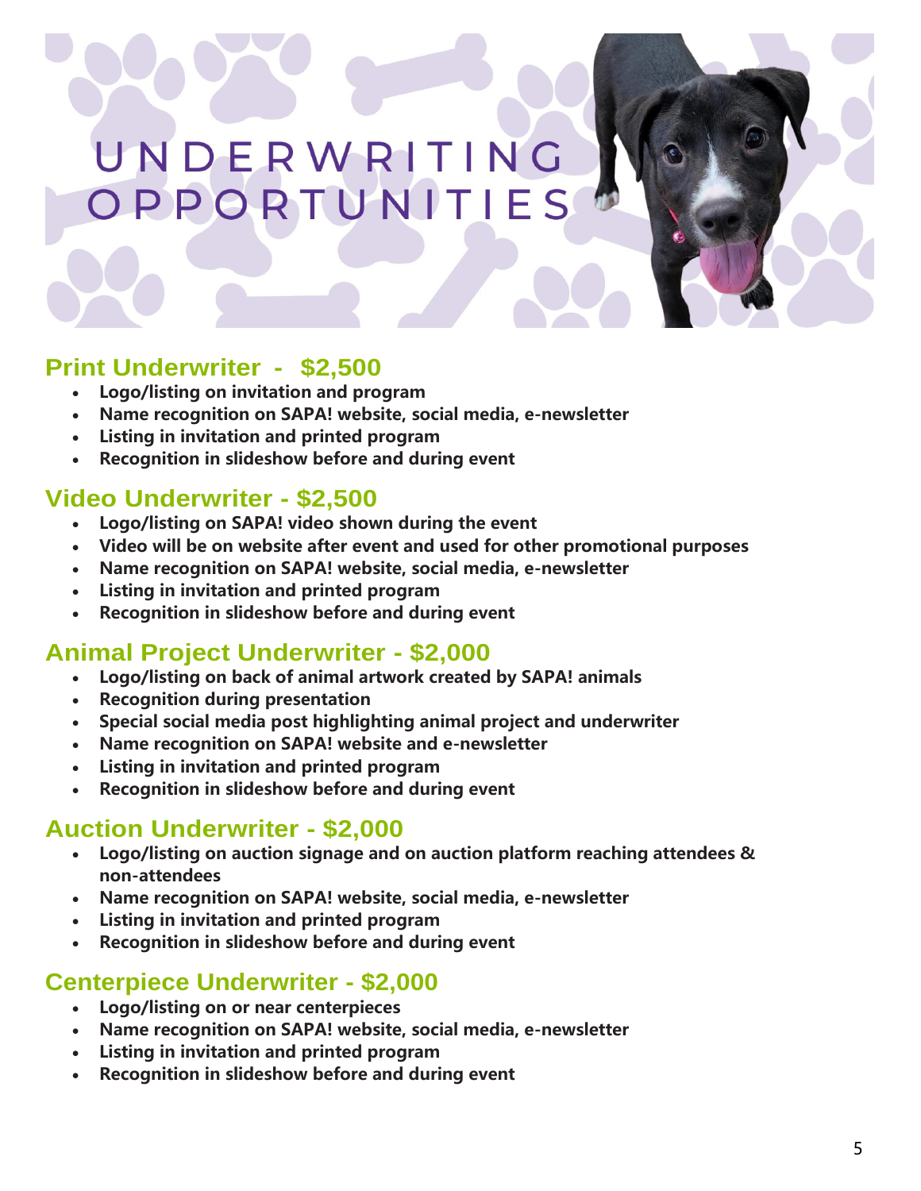# UNDERWRITING OPPORTUNITIES

## Print Underwriter - $2,500

- **Logo/listing on invitation and program**
- **Name recognition on SAPA! website, social media, e-newsletter**
- **Listing in invitation and printed program**
- **Recognition in slideshow before and during event**

## Video Underwriter - $2,500

- **Logo/listing on SAPA! video shown during the event**
- **Video will be on website after event and used for other promotional purposes**
- **Name recognition on SAPA! website, social media, e-newsletter**
- **Listing in invitation and printed program**
- **Recognition in slideshow before and during event**

## Animal Project Underwriter - $2,000

- **Logo/listing on back of animal artwork created by SAPA! animals**
- **Recognition during presentation**
- **Special social media post highlighting animal project and underwriter**
- **Name recognition on SAPA! website and e-newsletter**
- **Listing in invitation and printed program**
- **Recognition in slideshow before and during event**

## Auction Underwriter - $2,000

- **Logo/listing on auction signage and on auction platform reaching attendees & non-attendees**
- **Name recognition on SAPA! website, social media, e-newsletter**
- **Listing in invitation and printed program**
- **Recognition in slideshow before and during event**

## Centerpiece Underwriter - $2,000

- **Logo/listing on or near centerpieces**
- **Name recognition on SAPA! website, social media, e-newsletter**
- **Listing in invitation and printed program**
- **Recognition in slideshow before and during event**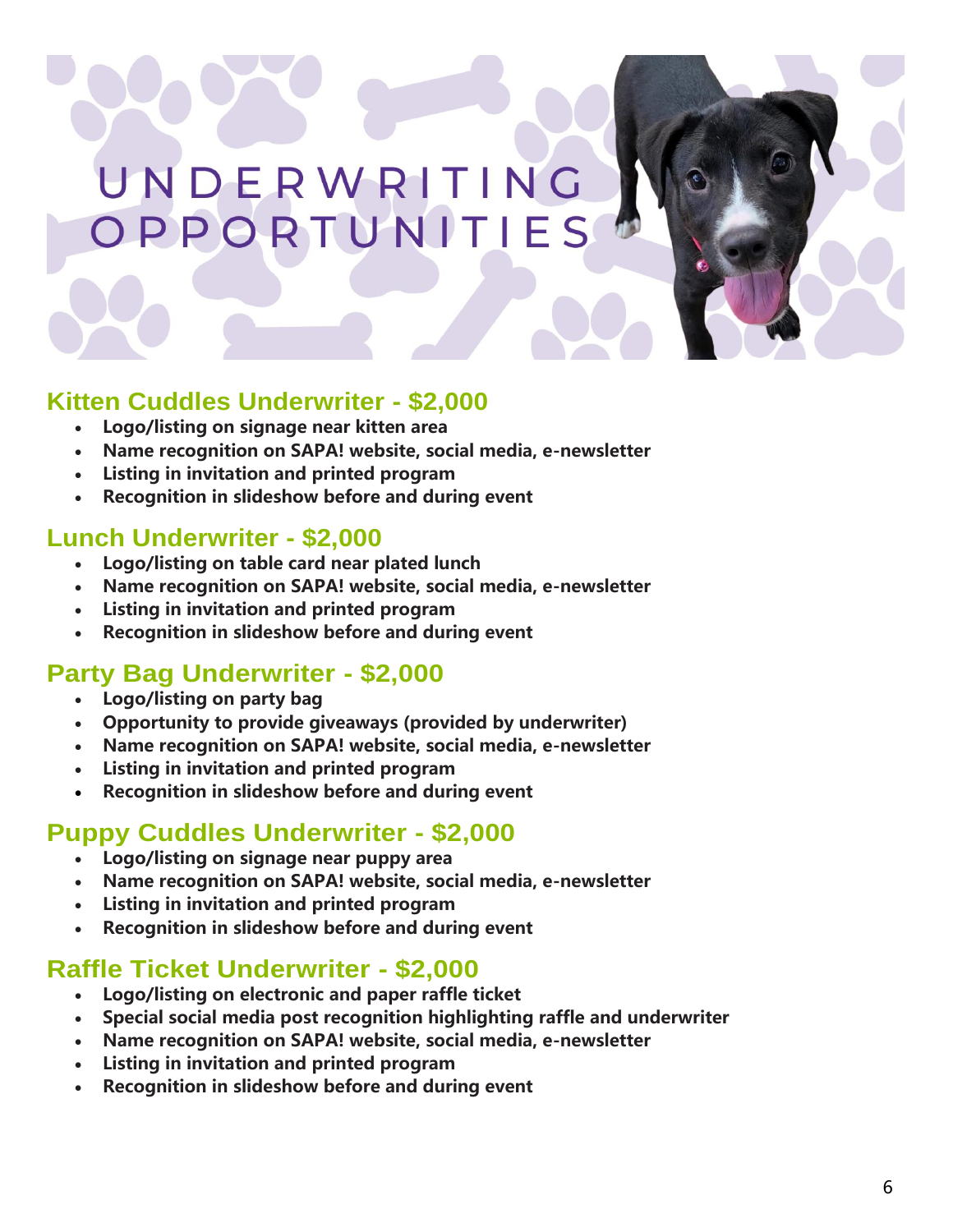# UNDERWRITING OPPORTUNITIES

## Kitten Cuddles Underwriter - $2,000

- **Logo/listing on signage near kitten area**
- **Name recognition on SAPA! website, social media, e-newsletter**
- **Listing in invitation and printed program**
- **Recognition in slideshow before and during event**

## Lunch Underwriter - $2,000

- **Logo/listing on table card near plated lunch**
- **Name recognition on SAPA! website, social media, e-newsletter**
- **Listing in invitation and printed program**
- **Recognition in slideshow before and during event**

## Party Bag Underwriter - $2,000

- **Logo/listing on party bag**
- **Opportunity to provide giveaways (provided by underwriter)**
- **Name recognition on SAPA! website, social media, e-newsletter**
- **Listing in invitation and printed program**
- **Recognition in slideshow before and during event**

## Puppy Cuddles Underwriter - $2,000

- **Logo/listing on signage near puppy area**
- **Name recognition on SAPA! website, social media, e-newsletter**
- **Listing in invitation and printed program**
- **Recognition in slideshow before and during event**

## Raffle Ticket Underwriter - $2,000

- **Logo/listing on electronic and paper raffle ticket**
- **Special social media post recognition highlighting raffle and underwriter**
- **Name recognition on SAPA! website, social media, e-newsletter**
- **Listing in invitation and printed program**
- **Recognition in slideshow before and during event**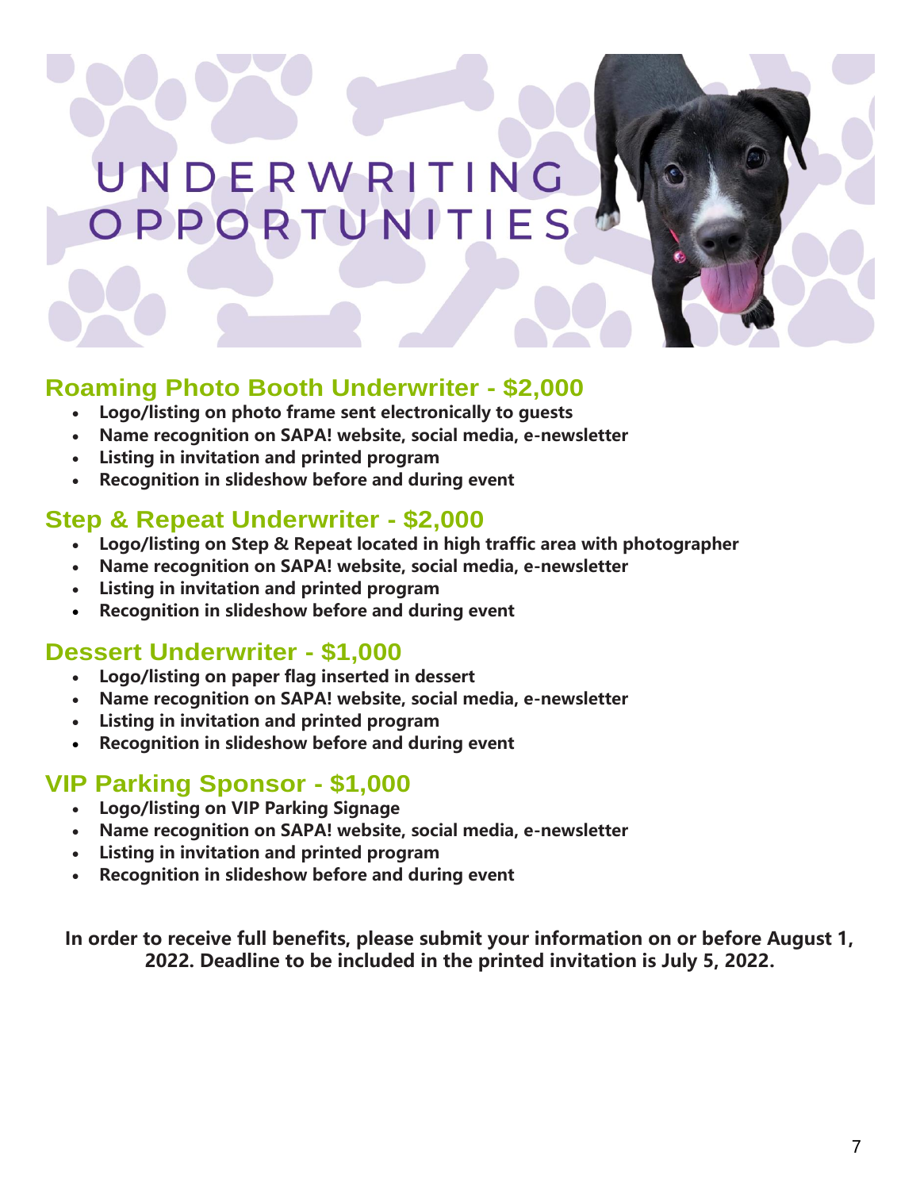# UNDERWRITING OPPORTUNITIES

## Roaming Photo Booth Underwriter - $2,000

- **Logo/listing on photo frame sent electronically to guests**
- **Name recognition on SAPA! website, social media, e-newsletter**
- **Listing in invitation and printed program**
- **Recognition in slideshow before and during event**

## Step & Repeat Underwriter - $2,000

- **Logo/listing on Step & Repeat located in high traffic area with photographer**
- **Name recognition on SAPA! website, social media, e-newsletter**
- **Listing in invitation and printed program**
- **Recognition in slideshow before and during event**

## Dessert Underwriter - $1,000

- **Logo/listing on paper flag inserted in dessert**
- **Name recognition on SAPA! website, social media, e-newsletter**
- **Listing in invitation and printed program**
- **Recognition in slideshow before and during event**

## VIP Parking Sponsor - $1,000

- **Logo/listing on VIP Parking Signage**
- **Name recognition on SAPA! website, social media, e-newsletter**
- **Listing in invitation and printed program**
- **Recognition in slideshow before and during event**

**In order to receive full benefits, please submit your information on or before August 1, 2022. Deadline to be included in the printed invitation is July 5, 2022.**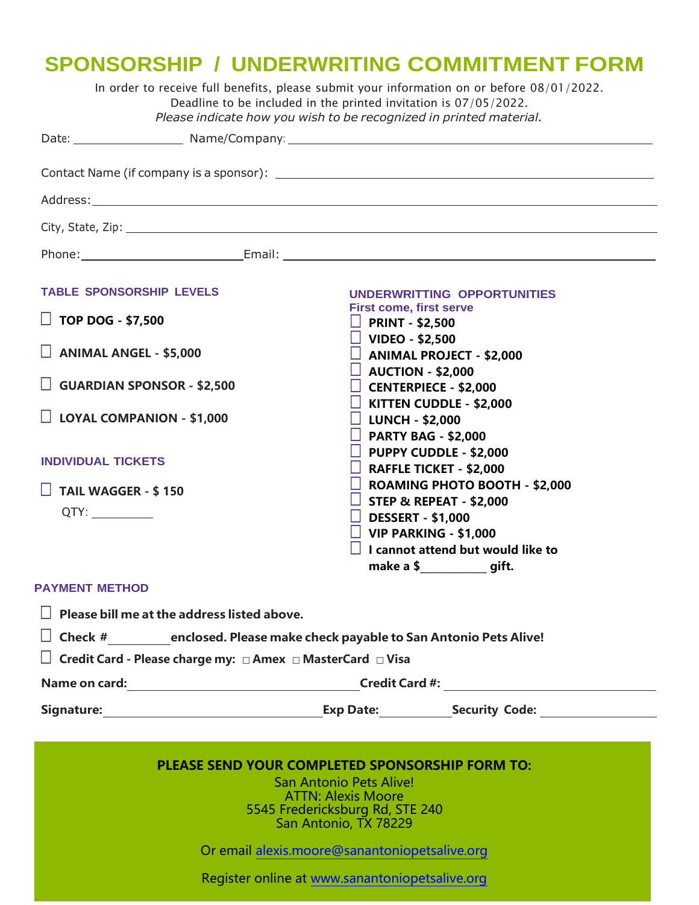# SPONSORSHIP / UNDERWRITING COMMITMENT FORM

In order to receive full benefits, please submit your information on or before 08/01/2022.
Deadline to be included in the printed invitation is 07/05/2022.
*Please indicate how you wish to be recognized in printed material.*

Date: ______________ Name/Company: ______________________________________________

Contact Name (if company is a sponsor): ______________________________________________

Address: ______________________________________________

City, State, Zip: ______________________________________________

Phone: ______________________ Email: ______________________________________________

### TABLE SPONSORSHIP LEVELS

- ☐ **TOP DOG - $7,500**
- ☐ **ANIMAL ANGEL - $5,000**
- ☐ **GUARDIAN SPONSOR - $2,500**
- ☐ **LOYAL COMPANION - $1,000**

### INDIVIDUAL TICKETS

- ☐ **TAIL WAGGER - $ 150**

QTY: __________

### UNDERWRITTING OPPORTUNITIES

**First come, first serve**

- ☐ **PRINT - $2,500**
- ☐ **VIDEO - $2,500**
- ☐ **ANIMAL PROJECT - $2,000**
- ☐ **AUCTION - $2,000**
- ☐ **CENTERPIECE - $2,000**
- ☐ **KITTEN CUDDLE - $2,000**
- ☐ **LUNCH - $2,000**
- ☐ **PARTY BAG - $2,000**
- ☐ **PUPPY CUDDLE - $2,000**
- ☐ **RAFFLE TICKET - $2,000**
- ☐ **ROAMING PHOTO BOOTH - $2,000**
- ☐ **STEP & REPEAT - $2,000**
- ☐ **DESSERT - $1,000**
- ☐ **VIP PARKING - $1,000**
- ☐ **I cannot attend but would like to make a $__________ gift.**

### PAYMENT METHOD

- ☐ **Please bill me at the address listed above.**
- ☐ **Check #__________ enclosed. Please make check payable to San Antonio Pets Alive!**
- ☐ **Credit Card - Please charge my:** ☐ **Amex** ☐ **MasterCard** ☐ **Visa**

**Name on card:** ______________________ **Credit Card #:** ______________________

**Signature:** ______________________ **Exp Date:** __________ **Security Code:** __________

**PLEASE SEND YOUR COMPLETED SPONSORSHIP FORM TO:**

San Antonio Pets Alive!
ATTN: Alexis Moore
5545 Fredericksburg Rd, STE 240
San Antonio, TX 78229

Or email alexis.moore@sanantoniopetsalive.org

Register online at www.sanantoniopetsalive.org